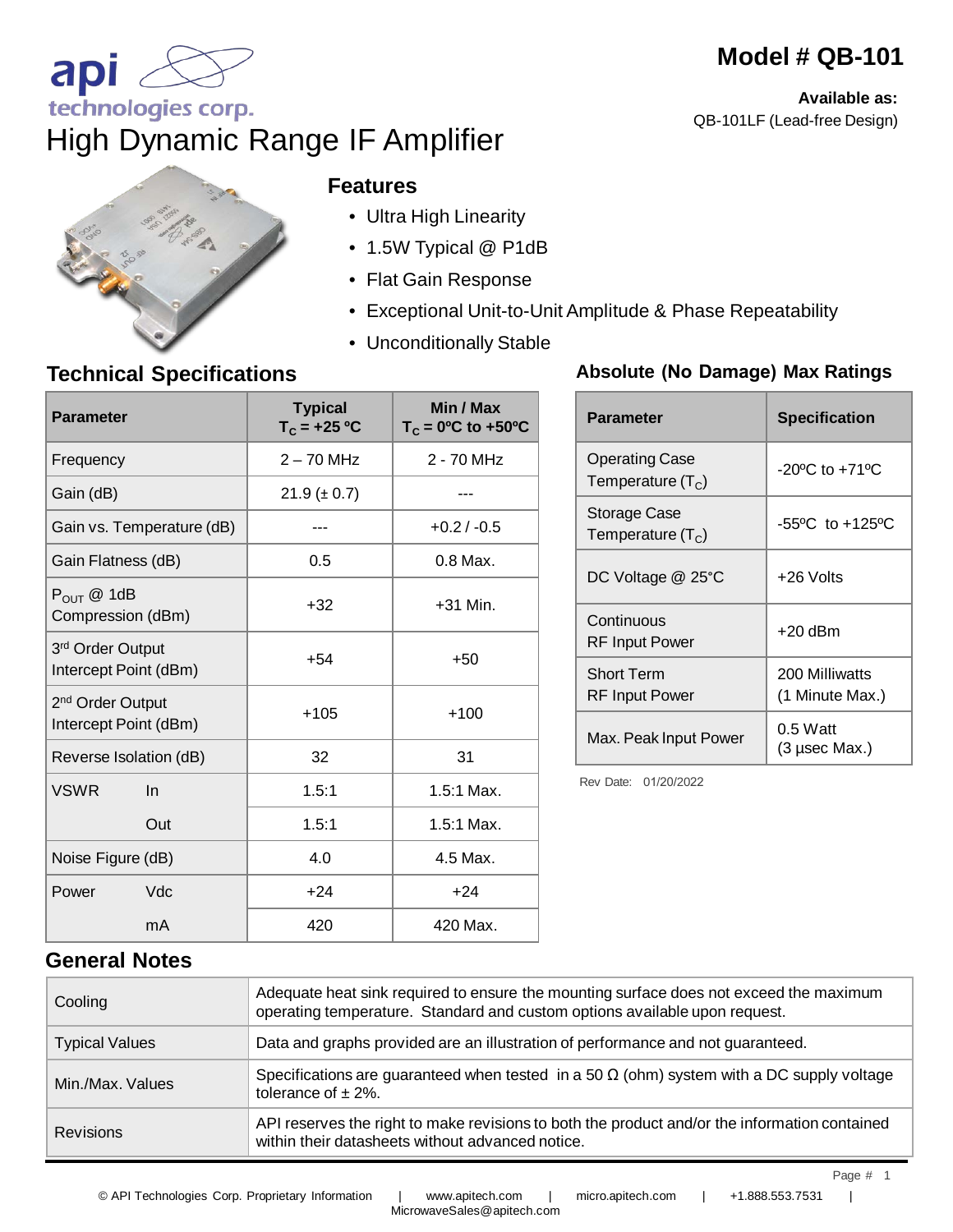api technologies corp.

# Model # QB-101

**Available as:**
QB-101LF (Lead-free Design)

# High Dynamic Range IF Amplifier

## Features

- Ultra High Linearity
- 1.5W Typical @ P1dB
- Flat Gain Response
- Exceptional Unit-to-Unit Amplitude & Phase Repeatability
- Unconditionally Stable

## Technical Specifications

| Parameter | Typical $T_C$ = +25 ºC | Min / Max $T_C$ = 0ºC to +50ºC |
|---|---|---|
| Frequency | 2 – 70 MHz | 2 - 70 MHz |
| Gain (dB) | 21.9 (± 0.7) | --- |
| Gain vs. Temperature (dB) | --- | +0.2 / -0.5 |
| Gain Flatness (dB) | 0.5 | 0.8 Max. |
| $P_{OUT}$ @ 1dB Compression (dBm) | +32 | +31 Min. |
| 3rd Order Output Intercept Point (dBm) | +54 | +50 |
| 2nd Order Output Intercept Point (dBm) | +105 | +100 |
| Reverse Isolation (dB) | 32 | 31 |
| VSWR In | 1.5:1 | 1.5:1 Max. |
| VSWR Out | 1.5:1 | 1.5:1 Max. |
| Noise Figure (dB) | 4.0 | 4.5 Max. |
| Power Vdc | +24 | +24 |
| Power mA | 420 | 420 Max. |

## Absolute (No Damage) Max Ratings

| Parameter | Specification |
|---|---|
| Operating Case Temperature ($T_C$) | -20ºC to +71ºC |
| Storage Case Temperature ($T_C$) | -55ºC to +125ºC |
| DC Voltage @ 25°C | +26 Volts |
| Continuous RF Input Power | +20 dBm |
| Short Term RF Input Power | 200 Milliwatts (1 Minute Max.) |
| Max. Peak Input Power | 0.5 Watt (3 µsec Max.) |

Rev Date: 01/20/2022

## General Notes

| | |
|---|---|
| Cooling | Adequate heat sink required to ensure the mounting surface does not exceed the maximum operating temperature. Standard and custom options available upon request. |
| Typical Values | Data and graphs provided are an illustration of performance and not guaranteed. |
| Min./Max. Values | Specifications are guaranteed when tested in a 50 Ω (ohm) system with a DC supply voltage tolerance of ± 2%. |
| Revisions | API reserves the right to make revisions to both the product and/or the information contained within their datasheets without advanced notice. |

© API Technologies Corp. Proprietary Information | www.apitech.com | micro.apitech.com | +1.888.553.7531 | MicrowaveSales@apitech.com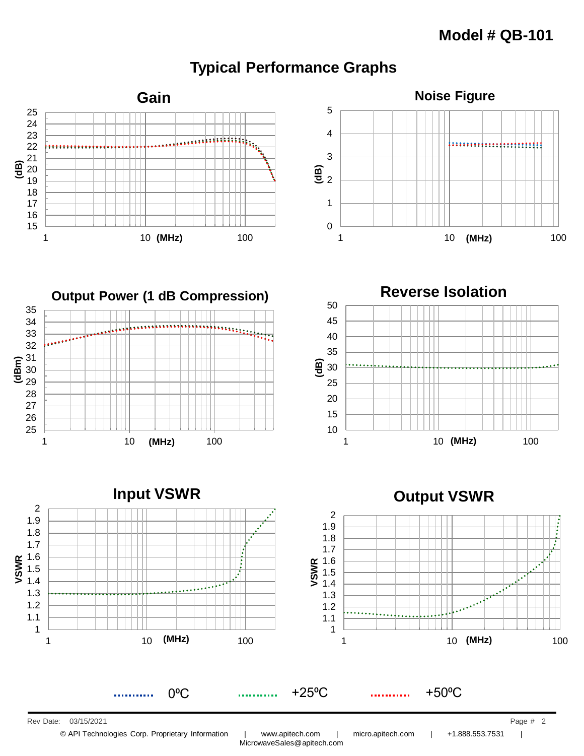**Model # QB-101**

## Typical Performance Graphs

### Gain

(dB) vs (MHz)

### Noise Figure

(dB) vs (MHz)

### Output Power (1 dB Compression)

(dBm) vs (MHz)

### Reverse Isolation

(dB) vs (MHz)

### Input VSWR

VSWR vs (MHz)

### Output VSWR

VSWR vs (MHz)

0ºC    +25ºC    +50ºC

Rev Date: 03/15/2021

© API Technologies Corp. Proprietary Information | www.apitech.com | micro.apitech.com | +1.888.553.7531 | MicrowaveSales@apitech.com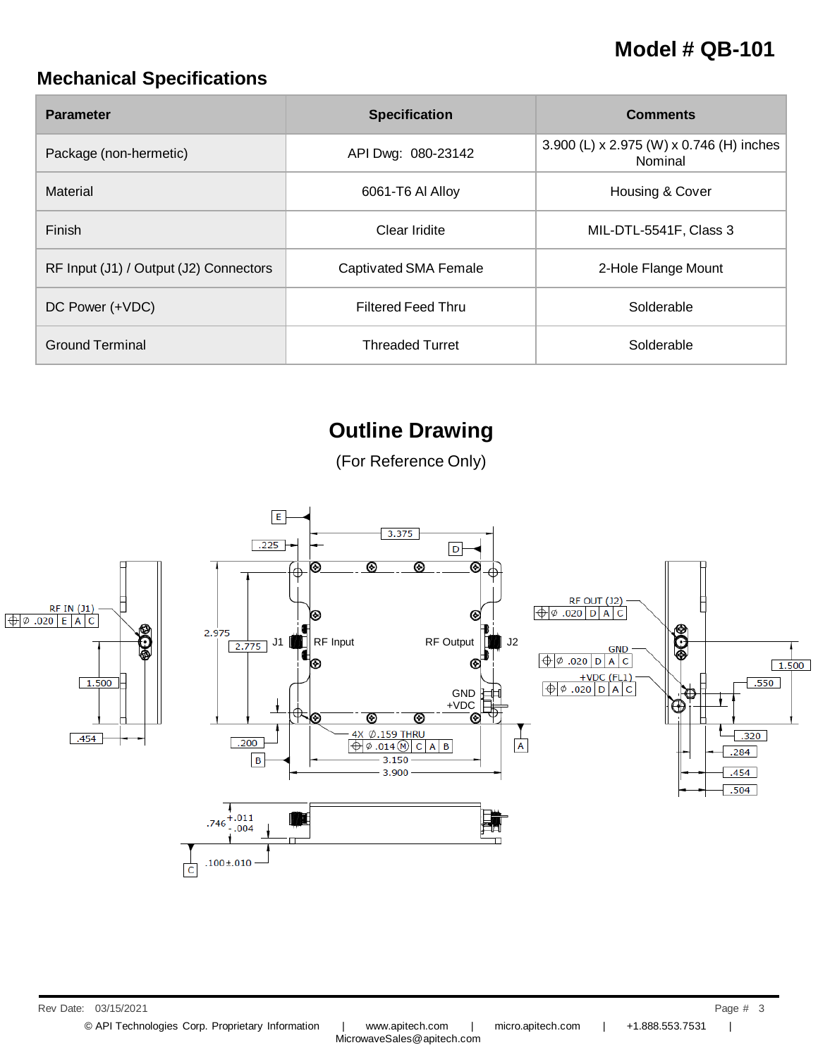## Model # QB-101

## Mechanical Specifications

| Parameter | Specification | Comments |
|---|---|---|
| Package (non-hermetic) | API Dwg: 080-23142 | 3.900 (L) x 2.975 (W) x 0.746 (H) inches Nominal |
| Material | 6061-T6 Al Alloy | Housing & Cover |
| Finish | Clear Iridite | MIL-DTL-5541F, Class 3 |
| RF Input (J1) / Output (J2) Connectors | Captivated SMA Female | 2-Hole Flange Mount |
| DC Power (+VDC) | Filtered Feed Thru | Solderable |
| Ground Terminal | Threaded Turret | Solderable |

## Outline Drawing

(For Reference Only)

E
.225
3.375
D
RF IN (J1)
⌖ Ø .020 E A C
1.500
.454
2.975
2.775
J1
RF Input
RF Output
J2
GND
+VDC
.200
B
4X Ø.159 THRU
⌖ Ø .014 Ⓜ C A B
3.150
3.900
A
RF OUT (J2)
⌖ Ø .020 D A C
GND
⌖ Ø .020 D A C
+VDC (FL1)
⌖ Ø .020 D A C
1.500
.550
.320
.284
.454
.504
.746 +.011 -.004
C
.100±.010